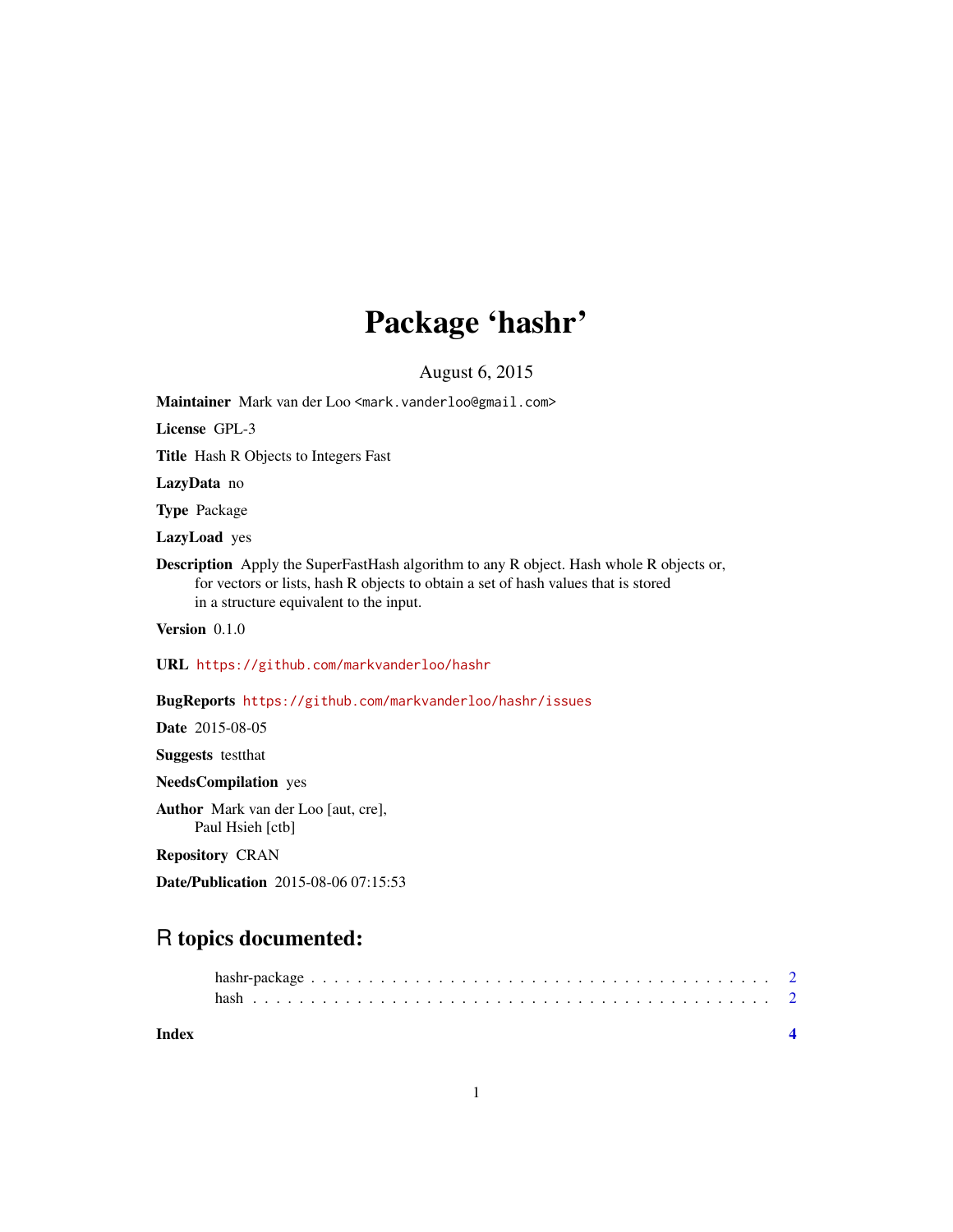# Package 'hashr'

August 6, 2015

**Maintainer** Mark van der Loo <mark.vanderloo@gmail.com>

**License** GPL-3

**Title** Hash R Objects to Integers Fast

**LazyData** no

**Type** Package

**LazyLoad** yes

**Description** Apply the SuperFastHash algorithm to any R object. Hash whole R objects or, for vectors or lists, hash R objects to obtain a set of hash values that is stored in a structure equivalent to the input.

**Version** 0.1.0

**URL** https://github.com/markvanderloo/hashr

**BugReports** https://github.com/markvanderloo/hashr/issues

**Date** 2015-08-05

**Suggests** testthat

**NeedsCompilation** yes

**Author** Mark van der Loo [aut, cre],
Paul Hsieh [ctb]

**Repository** CRAN

**Date/Publication** 2015-08-06 07:15:53

## R topics documented:

hashr-package . . . . . . . . . . . . . . . . . . . . . . . . . . . . . . . . . . . . . . 2
hash . . . . . . . . . . . . . . . . . . . . . . . . . . . . . . . . . . . . . . . . . . . 2

**Index** **4**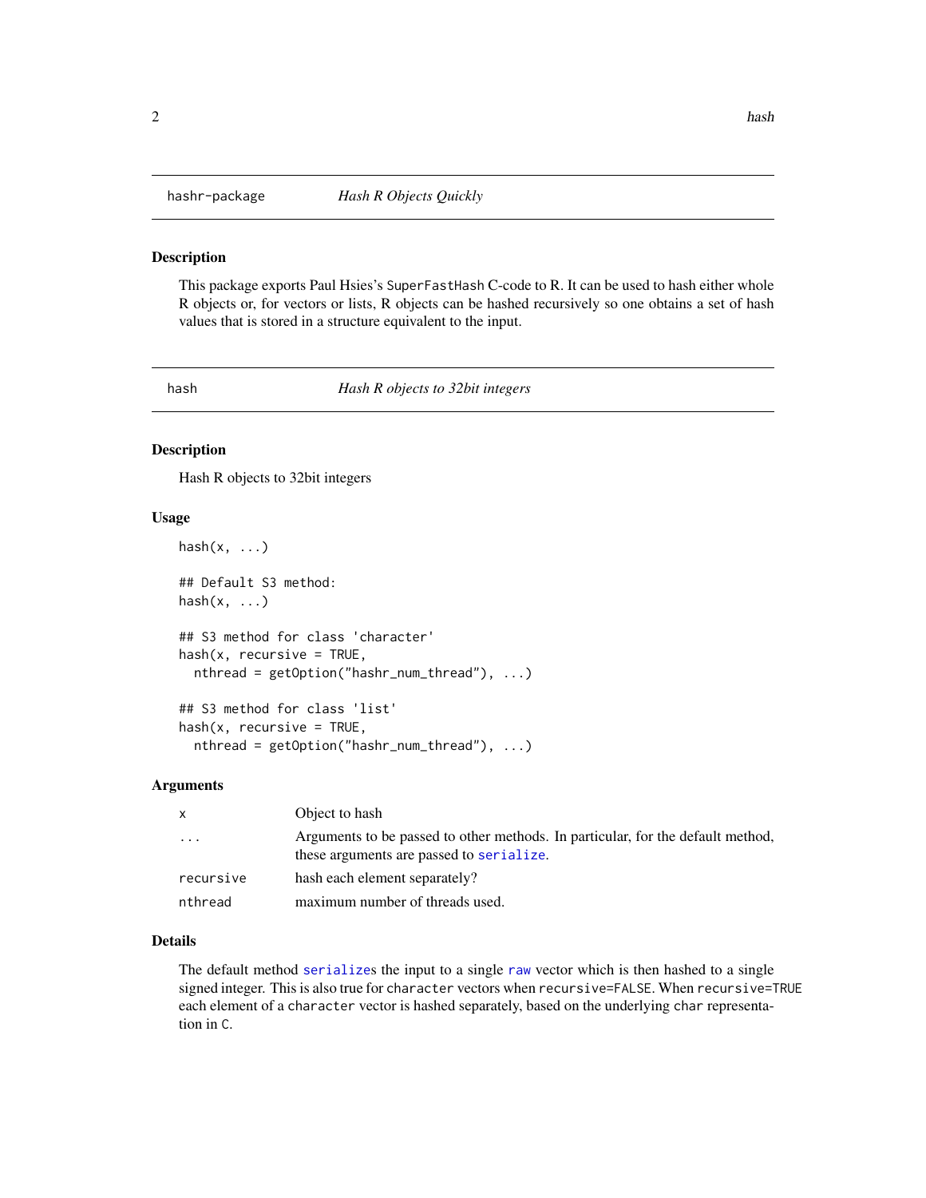## hashr-package    *Hash R Objects Quickly*

### Description

This package exports Paul Hsies's `SuperFastHash` C-code to R. It can be used to hash either whole R objects or, for vectors or lists, R objects can be hashed recursively so one obtains a set of hash values that is stored in a structure equivalent to the input.

## hash    *Hash R objects to 32bit integers*

### Description

Hash R objects to 32bit integers

### Usage

```
hash(x, ...)

## Default S3 method:
hash(x, ...)

## S3 method for class 'character'
hash(x, recursive = TRUE,
  nthread = getOption("hashr_num_thread"), ...)

## S3 method for class 'list'
hash(x, recursive = TRUE,
  nthread = getOption("hashr_num_thread"), ...)
```

### Arguments

| | |
|---|---|
| `x` | Object to hash |
| `...` | Arguments to be passed to other methods. In particular, for the default method, these arguments are passed to `serialize`. |
| `recursive` | hash each element separately? |
| `nthread` | maximum number of threads used. |

### Details

The default method `serialize`s the input to a single `raw` vector which is then hashed to a single signed integer. This is also true for `character` vectors when `recursive=FALSE`. When `recursive=TRUE` each element of a `character` vector is hashed separately, based on the underlying `char` representation in `C`.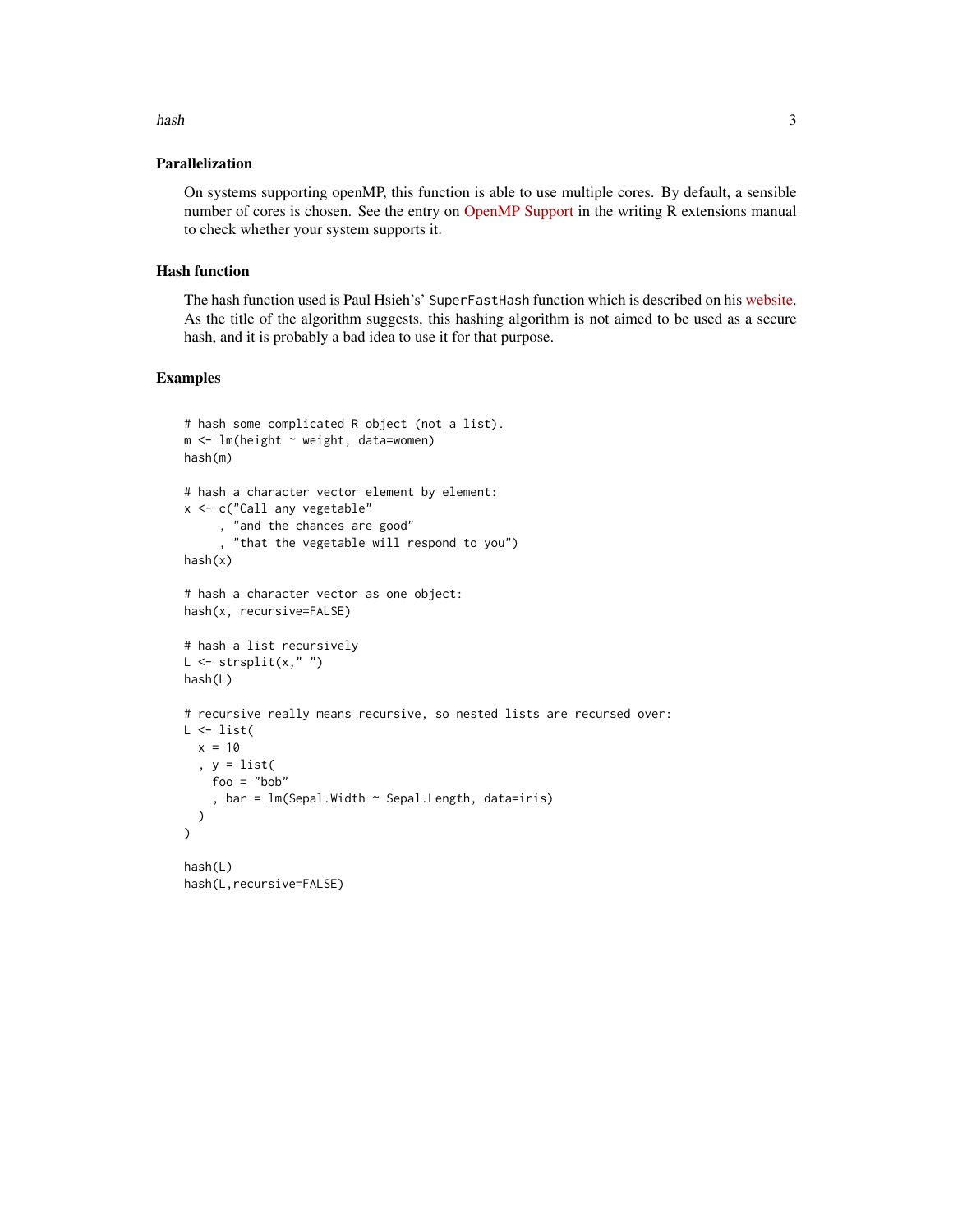## Parallelization

On systems supporting openMP, this function is able to use multiple cores. By default, a sensible number of cores is chosen. See the entry on OpenMP Support in the writing R extensions manual to check whether your system supports it.

## Hash function

The hash function used is Paul Hsieh's' `SuperFastHash` function which is described on his website. As the title of the algorithm suggests, this hashing algorithm is not aimed to be used as a secure hash, and it is probably a bad idea to use it for that purpose.

## Examples

```
# hash some complicated R object (not a list).
m <- lm(height ~ weight, data=women)
hash(m)

# hash a character vector element by element:
x <- c("Call any vegetable"
     , "and the chances are good"
     , "that the vegetable will respond to you")
hash(x)

# hash a character vector as one object:
hash(x, recursive=FALSE)

# hash a list recursively
L <- strsplit(x," ")
hash(L)

# recursive really means recursive, so nested lists are recursed over:
L <- list(
  x = 10
  , y = list(
    foo = "bob"
    , bar = lm(Sepal.Width ~ Sepal.Length, data=iris)
  )
)

hash(L)
hash(L,recursive=FALSE)
```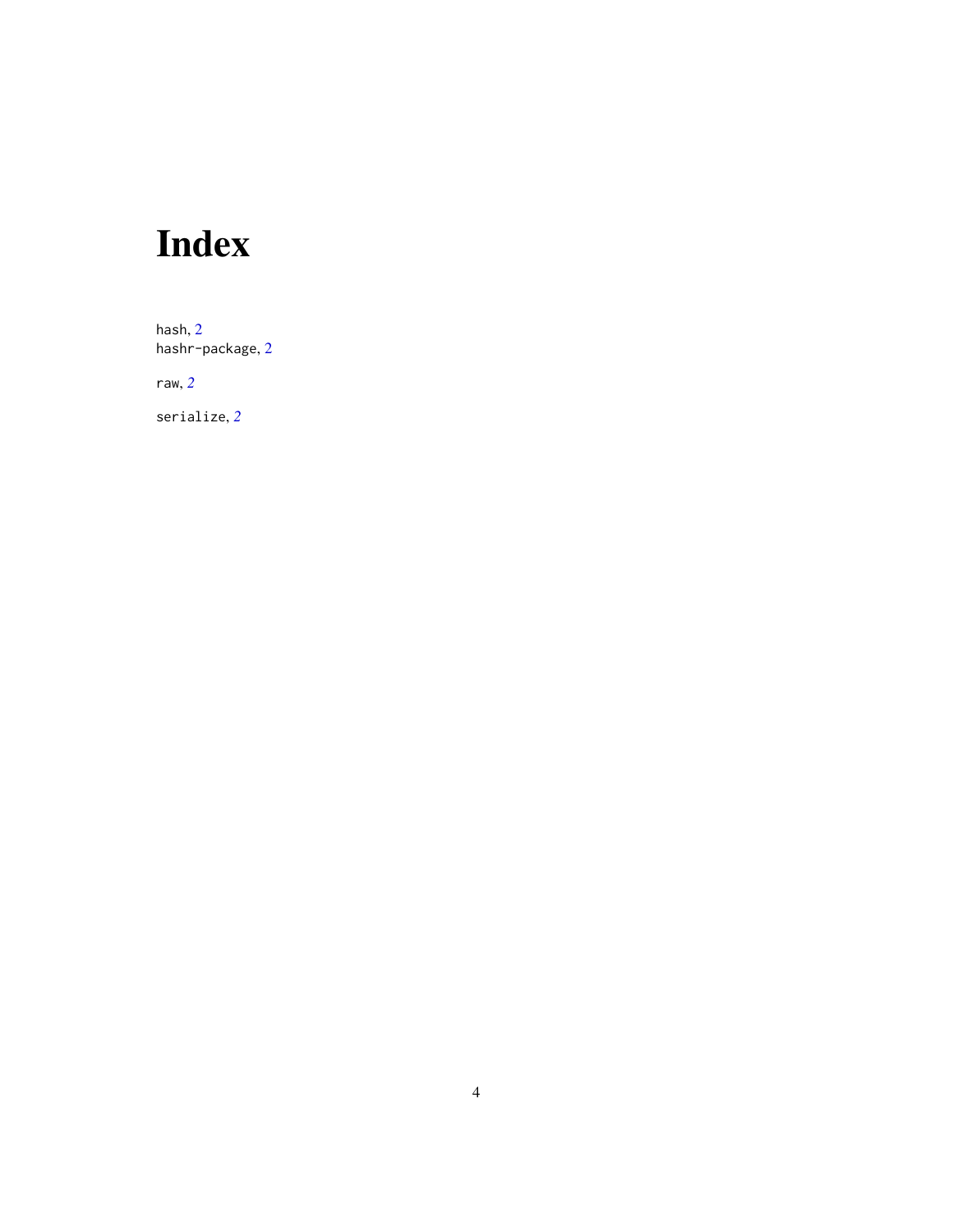# Index

hash, 2
hashr-package, 2

raw, *2*

serialize, *2*